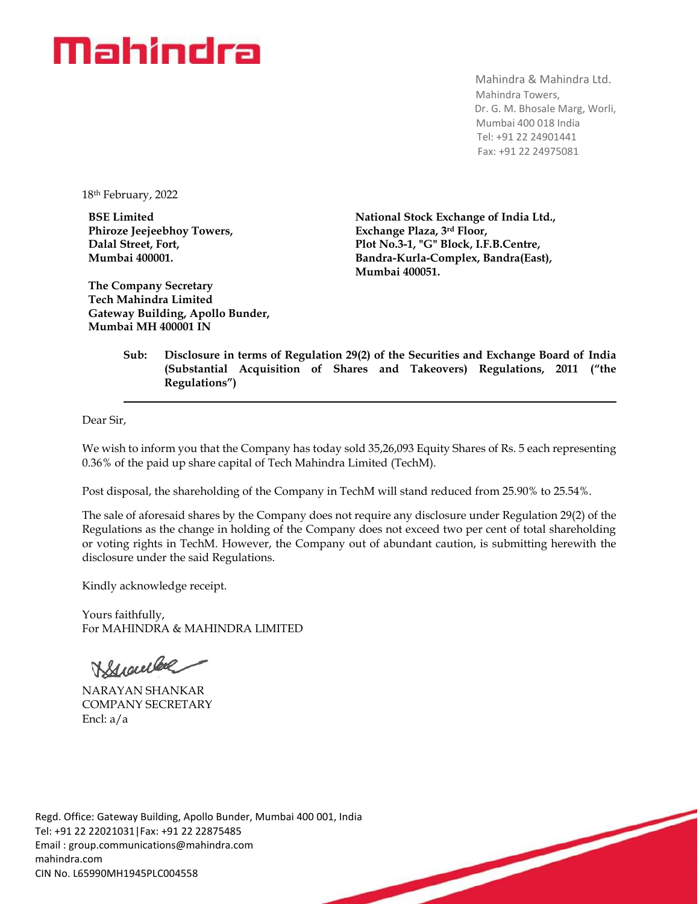# Mahindra

Mahindra & Mahindra Ltd.
Mahindra Towers,
Dr. G. M. Bhosale Marg, Worli,
Mumbai 400 018 India
Tel: +91 22 24901441
Fax: +91 22 24975081

18th February, 2022

**BSE Limited**
**Phiroze Jeejeebhoy Towers,**
**Dalal Street, Fort,**
**Mumbai 400001.**

**National Stock Exchange of India Ltd.,**
**Exchange Plaza, 3rd Floor,**
**Plot No.3-1, "G" Block, I.F.B.Centre,**
**Bandra-Kurla-Complex, Bandra(East),**
**Mumbai 400051.**

**The Company Secretary**
**Tech Mahindra Limited**
**Gateway Building, Apollo Bunder,**
**Mumbai MH 400001 IN**

**Sub: Disclosure in terms of Regulation 29(2) of the Securities and Exchange Board of India (Substantial Acquisition of Shares and Takeovers) Regulations, 2011 ("the Regulations")**

---

Dear Sir,

We wish to inform you that the Company has today sold 35,26,093 Equity Shares of Rs. 5 each representing 0.36% of the paid up share capital of Tech Mahindra Limited (TechM).

Post disposal, the shareholding of the Company in TechM will stand reduced from 25.90% to 25.54%.

The sale of aforesaid shares by the Company does not require any disclosure under Regulation 29(2) of the Regulations as the change in holding of the Company does not exceed two per cent of total shareholding or voting rights in TechM. However, the Company out of abundant caution, is submitting herewith the disclosure under the said Regulations.

Kindly acknowledge receipt.

Yours faithfully,
For MAHINDRA & MAHINDRA LIMITED

NARAYAN SHANKAR
COMPANY SECRETARY
Encl: a/a

Regd. Office: Gateway Building, Apollo Bunder, Mumbai 400 001, India
Tel: +91 22 22021031|Fax: +91 22 22875485
Email : group.communications@mahindra.com
mahindra.com
CIN No. L65990MH1945PLC004558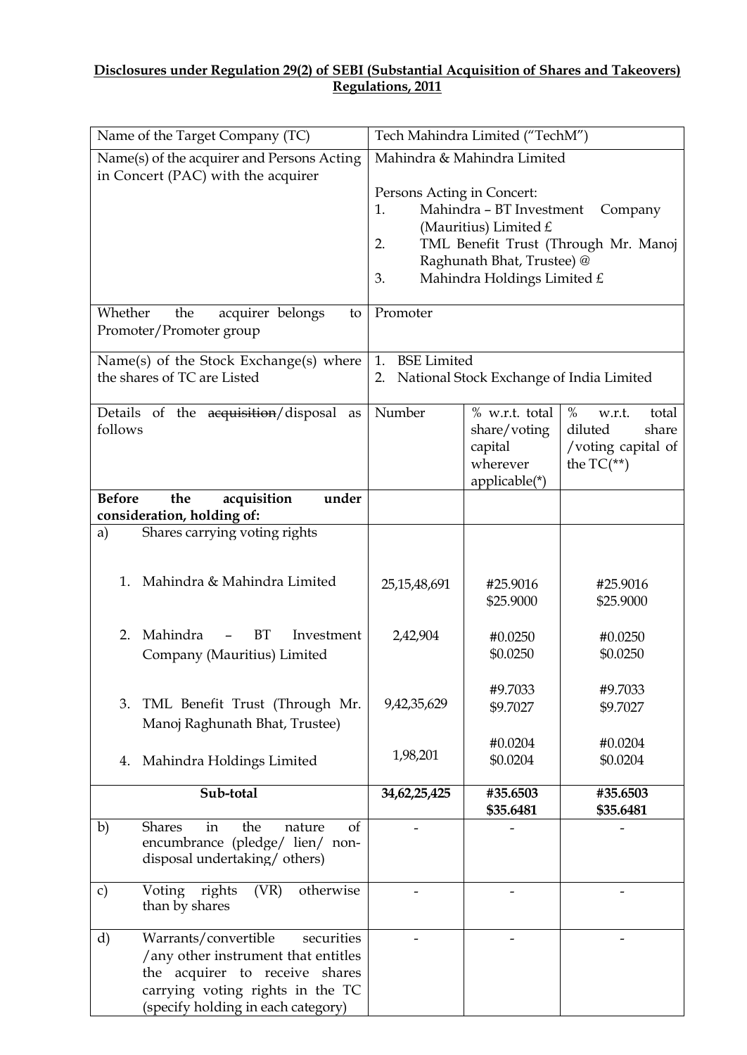**Disclosures under Regulation 29(2) of SEBI (Substantial Acquisition of Shares and Takeovers) Regulations, 2011**

| Name of the Target Company (TC) | Tech Mahindra Limited ("TechM") | | |
|---|---|---|---|
| Name(s) of the acquirer and Persons Acting in Concert (PAC) with the acquirer | Mahindra & Mahindra Limited<br><br>Persons Acting in Concert:<br>1. Mahindra – BT Investment Company (Mauritius) Limited £<br>2. TML Benefit Trust (Through Mr. Manoj Raghunath Bhat, Trustee) @<br>3. Mahindra Holdings Limited £ | | |
| Whether the acquirer belongs to Promoter/Promoter group | Promoter | | |
| Name(s) of the Stock Exchange(s) where the shares of TC are Listed | 1. BSE Limited<br>2. National Stock Exchange of India Limited | | |
| Details of the ~~acquisition~~/disposal as follows | Number | % w.r.t. total share/voting capital wherever applicable(*) | % w.r.t. total diluted share /voting capital of the TC(**) |
| **Before the acquisition under consideration, holding of:** | | | |
| a) Shares carrying voting rights | | | |
| 1. Mahindra & Mahindra Limited | 25,15,48,691 | #25.9016<br>$25.9000 | #25.9016<br>$25.9000 |
| 2. Mahindra – BT Investment Company (Mauritius) Limited | 2,42,904 | #0.0250<br>$0.0250 | #0.0250<br>$0.0250 |
| 3. TML Benefit Trust (Through Mr. Manoj Raghunath Bhat, Trustee) | 9,42,35,629 | #9.7033<br>$9.7027 | #9.7033<br>$9.7027 |
| 4. Mahindra Holdings Limited | 1,98,201 | #0.0204<br>$0.0204 | #0.0204<br>$0.0204 |
| **Sub-total** | **34,62,25,425** | **#35.6503**<br>**$35.6481** | **#35.6503**<br>**$35.6481** |
| b) Shares in the nature of encumbrance (pledge/ lien/ non-disposal undertaking/ others) | - | - | - |
| c) Voting rights (VR) otherwise than by shares | - | - | - |
| d) Warrants/convertible securities /any other instrument that entitles the acquirer to receive shares carrying voting rights in the TC (specify holding in each category) | - | - | - |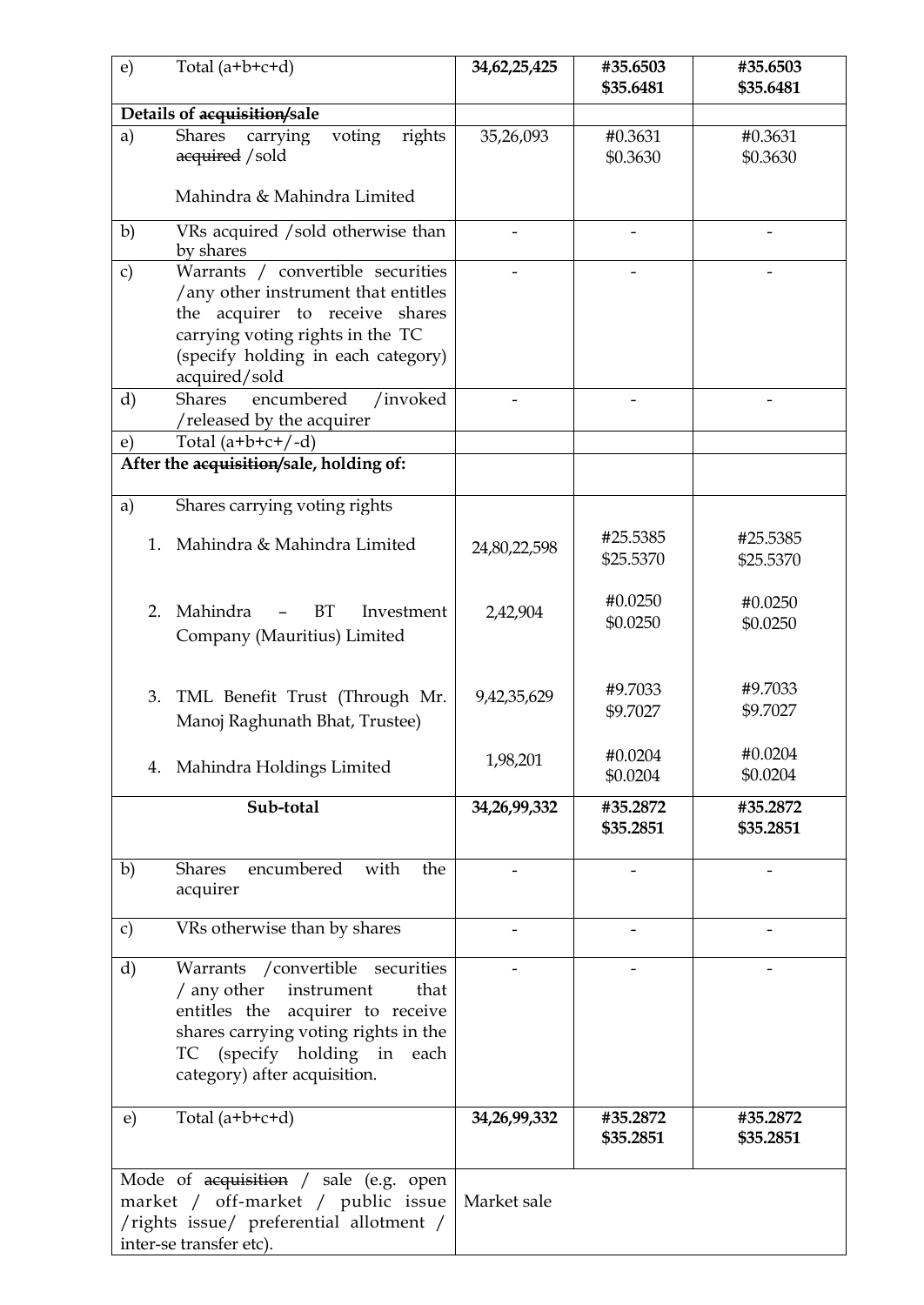| e) | Total (a+b+c+d) | **34,62,25,425** | **#35.6503** **$35.6481** | **#35.6503** **$35.6481** |
|---|---|---|---|---|
| **Details of ~~acquisition~~/sale** | | | | |
| a) | Shares carrying voting rights ~~acquired~~ /sold<br><br>Mahindra & Mahindra Limited | 35,26,093 | #0.3631 $0.3630 | #0.3631 $0.3630 |
| b) | VRs acquired /sold otherwise than by shares | - | - | - |
| c) | Warrants / convertible securities /any other instrument that entitles the acquirer to receive shares carrying voting rights in the TC (specify holding in each category) acquired/sold | - | - | - |
| d) | Shares encumbered /invoked /released by the acquirer | - | - | - |
| e) | Total (a+b+c+/-d) | | | |
| **After the ~~acquisition~~/sale, holding of:** | | | | |
| a) | Shares carrying voting rights | | | |
| | 1. Mahindra & Mahindra Limited | 24,80,22,598 | #25.5385 $25.5370 | #25.5385 $25.5370 |
| | 2. Mahindra – BT Investment Company (Mauritius) Limited | 2,42,904 | #0.0250 $0.0250 | #0.0250 $0.0250 |
| | 3. TML Benefit Trust (Through Mr. Manoj Raghunath Bhat, Trustee) | 9,42,35,629 | #9.7033 $9.7027 | #9.7033 $9.7027 |
| | 4. Mahindra Holdings Limited | 1,98,201 | #0.0204 $0.0204 | #0.0204 $0.0204 |
| | **Sub-total** | **34,26,99,332** | **#35.2872** **$35.2851** | **#35.2872** **$35.2851** |
| b) | Shares encumbered with the acquirer | - | - | - |
| c) | VRs otherwise than by shares | - | - | - |
| d) | Warrants /convertible securities / any other instrument that entitles the acquirer to receive shares carrying voting rights in the TC (specify holding in each category) after acquisition. | - | - | - |
| e) | Total (a+b+c+d) | **34,26,99,332** | **#35.2872** **$35.2851** | **#35.2872** **$35.2851** |
| Mode of ~~acquisition~~ / sale (e.g. open market / off-market / public issue /rights issue/ preferential allotment / inter-se transfer etc). | | Market sale | | |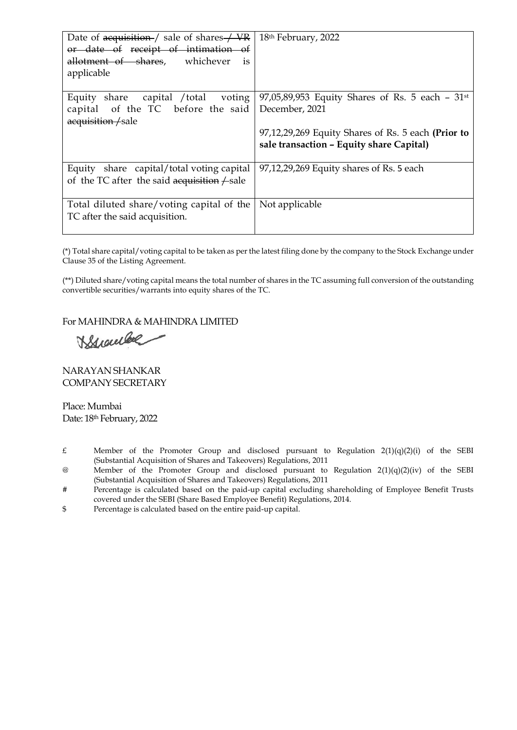| | |
|---|---|
| Date of ~~acquisition~~ / sale of shares ~~/ VR or date of receipt of intimation of allotment of shares~~, whichever is applicable | 18th February, 2022 |
| Equity share capital / total voting capital of the TC before the said ~~acquisition~~ / sale | 97,05,89,953 Equity Shares of Rs. 5 each – 31st December, 2021<br><br>97,12,29,269 Equity Shares of Rs. 5 each **(Prior to sale transaction – Equity share Capital)** |
| Equity share capital/total voting capital of the TC after the said ~~acquisition~~ / sale | 97,12,29,269 Equity shares of Rs. 5 each |
| Total diluted share/voting capital of the TC after the said acquisition. | Not applicable |

(*) Total share capital/voting capital to be taken as per the latest filing done by the company to the Stock Exchange under Clause 35 of the Listing Agreement.

(**) Diluted share/voting capital means the total number of shares in the TC assuming full conversion of the outstanding convertible securities/warrants into equity shares of the TC.

For MAHINDRA & MAHINDRA LIMITED

NARAYAN SHANKAR
COMPANY SECRETARY

Place: Mumbai
Date: 18th February, 2022

£ Member of the Promoter Group and disclosed pursuant to Regulation 2(1)(q)(2)(i) of the SEBI (Substantial Acquisition of Shares and Takeovers) Regulations, 2011

@ Member of the Promoter Group and disclosed pursuant to Regulation 2(1)(q)(2)(iv) of the SEBI (Substantial Acquisition of Shares and Takeovers) Regulations, 2011

# Percentage is calculated based on the paid-up capital excluding shareholding of Employee Benefit Trusts covered under the SEBI (Share Based Employee Benefit) Regulations, 2014.

$ Percentage is calculated based on the entire paid-up capital.